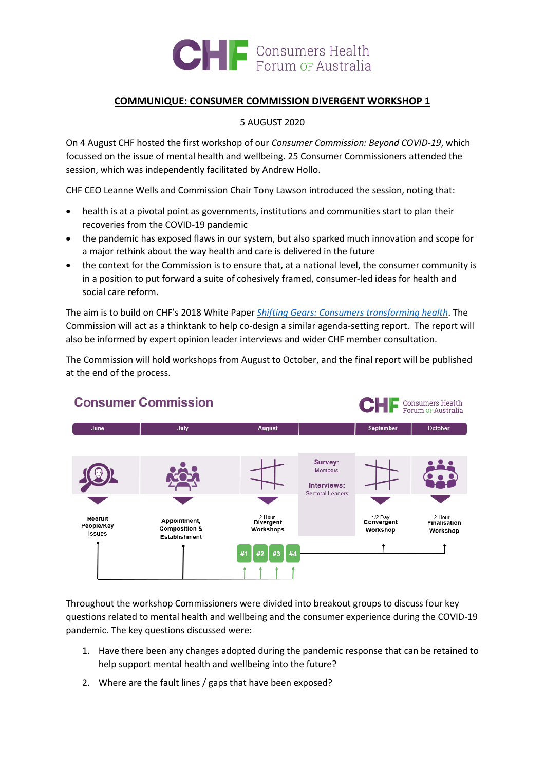**COMMUNIQUE: CONSUMER COMMISSION DIVERGENT WORKSHOP 1**

5 AUGUST 2020

On 4 August CHF hosted the first workshop of our *Consumer Commission: Beyond COVID-19*, which focussed on the issue of mental health and wellbeing. 25 Consumer Commissioners attended the session, which was independently facilitated by Andrew Hollo.

CHF CEO Leanne Wells and Commission Chair Tony Lawson introduced the session, noting that:

- health is at a pivotal point as governments, institutions and communities start to plan their recoveries from the COVID-19 pandemic
- the pandemic has exposed flaws in our system, but also sparked much innovation and scope for a major rethink about the way health and care is delivered in the future
- the context for the Commission is to ensure that, at a national level, the consumer community is in a position to put forward a suite of cohesively framed, consumer-led ideas for health and social care reform.

The aim is to build on CHF's 2018 White Paper *Shifting Gears: Consumers transforming health*. The Commission will act as a thinktank to help co-design a similar agenda-setting report. The report will also be informed by expert opinion leader interviews and wider CHF member consultation.

The Commission will hold workshops from August to October, and the final report will be published at the end of the process.

**Consumer Commission**

| June | July | August | | September | October |
|---|---|---|---|---|---|
| Recruit People/Key Issues | Appointment, Composition & Establishment | 2 Hour Divergent Workshops (#1 #2 #3 #4) | Survey: Members<br>Interviews: Sectoral Leaders | 1/2 Day Convergent Workshop | 2 Hour Finalisation Workshop |

Throughout the workshop Commissioners were divided into breakout groups to discuss four key questions related to mental health and wellbeing and the consumer experience during the COVID-19 pandemic. The key questions discussed were:

1. Have there been any changes adopted during the pandemic response that can be retained to help support mental health and wellbeing into the future?
2. Where are the fault lines / gaps that have been exposed?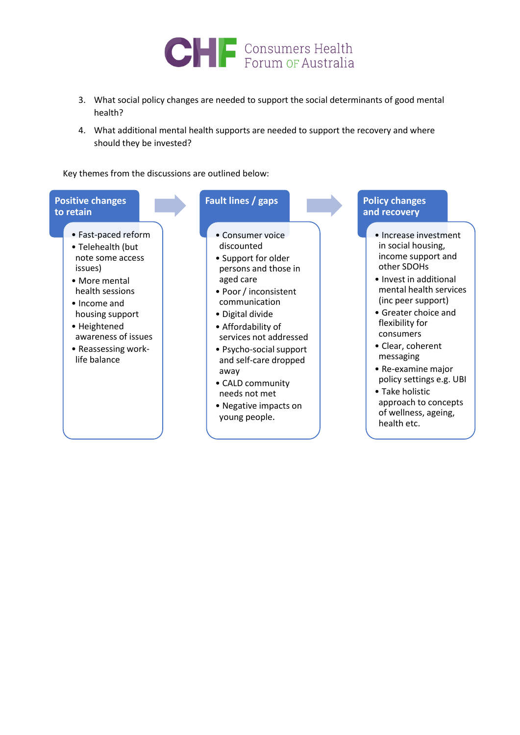3. What social policy changes are needed to support the social determinants of good mental health?
4. What additional mental health supports are needed to support the recovery and where should they be invested?

Key themes from the discussions are outlined below:

**Positive changes to retain**

- Fast-paced reform
- Telehealth (but note some access issues)
- More mental health sessions
- Income and housing support
- Heightened awareness of issues
- Reassessing work-life balance

**Fault lines / gaps**

- Consumer voice discounted
- Support for older persons and those in aged care
- Poor / inconsistent communication
- Digital divide
- Affordability of services not addressed
- Psycho-social support and self-care dropped away
- CALD community needs not met
- Negative impacts on young people.

**Policy changes and recovery**

- Increase investment in social housing, income support and other SDOHs
- Invest in additional mental health services (inc peer support)
- Greater choice and flexibility for consumers
- Clear, coherent messaging
- Re-examine major policy settings e.g. UBI
- Take holistic approach to concepts of wellness, ageing, health etc.